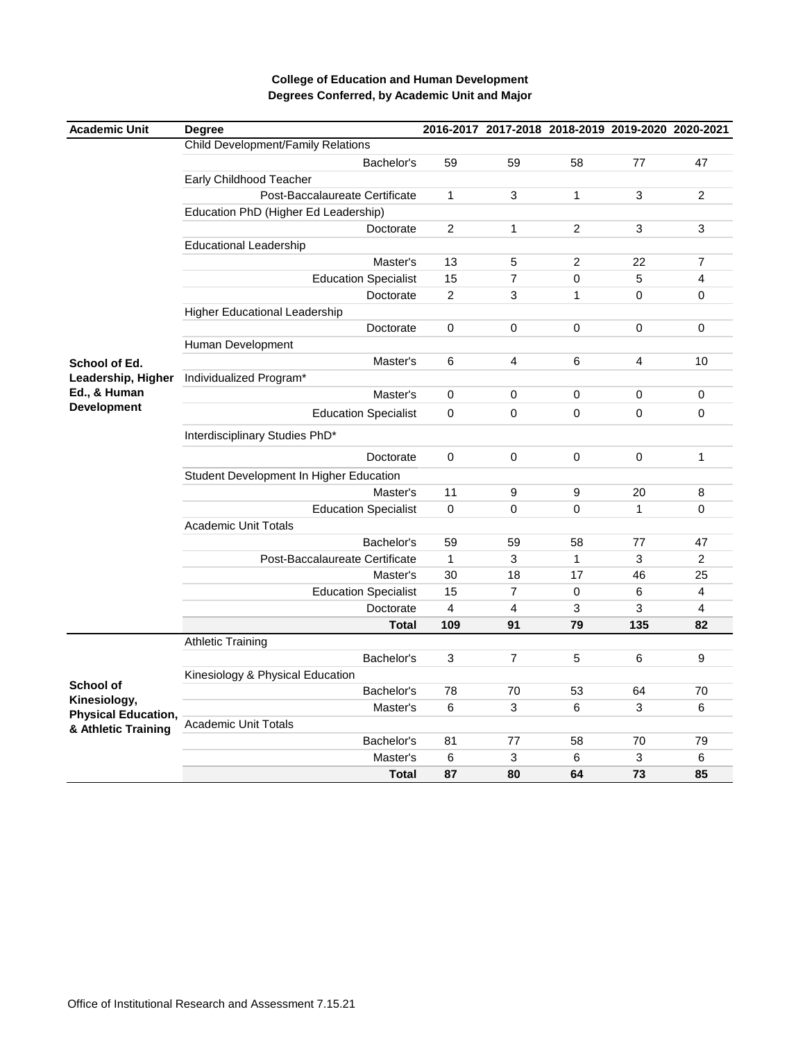**College of Education and Human Development**
**Degrees Conferred, by Academic Unit and Major**

| Academic Unit | Degree | 2016-2017 | 2017-2018 | 2018-2019 | 2019-2020 | 2020-2021 |
|---|---|---|---|---|---|---|
| School of Ed. Leadership, Higher Ed., & Human Development | Child Development/Family Relations | | | | | |
| | Bachelor's | 59 | 59 | 58 | 77 | 47 |
| | Early Childhood Teacher | | | | | |
| | Post-Baccalaureate Certificate | 1 | 3 | 1 | 3 | 2 |
| | Education PhD (Higher Ed Leadership) | | | | | |
| | Doctorate | 2 | 1 | 2 | 3 | 3 |
| | Educational Leadership | | | | | |
| | Master's | 13 | 5 | 2 | 22 | 7 |
| | Education Specialist | 15 | 7 | 0 | 5 | 4 |
| | Doctorate | 2 | 3 | 1 | 0 | 0 |
| | Higher Educational Leadership | | | | | |
| | Doctorate | 0 | 0 | 0 | 0 | 0 |
| | Human Development | | | | | |
| | Master's | 6 | 4 | 6 | 4 | 10 |
| | Individualized Program* | | | | | |
| | Master's | 0 | 0 | 0 | 0 | 0 |
| | Education Specialist | 0 | 0 | 0 | 0 | 0 |
| | Interdisciplinary Studies PhD* | | | | | |
| | Doctorate | 0 | 0 | 0 | 0 | 1 |
| | Student Development In Higher Education | | | | | |
| | Master's | 11 | 9 | 9 | 20 | 8 |
| | Education Specialist | 0 | 0 | 0 | 1 | 0 |
| | Academic Unit Totals | | | | | |
| | Bachelor's | 59 | 59 | 58 | 77 | 47 |
| | Post-Baccalaureate Certificate | 1 | 3 | 1 | 3 | 2 |
| | Master's | 30 | 18 | 17 | 46 | 25 |
| | Education Specialist | 15 | 7 | 0 | 6 | 4 |
| | Doctorate | 4 | 4 | 3 | 3 | 4 |
| | **Total** | **109** | **91** | **79** | **135** | **82** |
| School of Kinesiology, Physical Education, & Athletic Training | Athletic Training | | | | | |
| | Bachelor's | 3 | 7 | 5 | 6 | 9 |
| | Kinesiology & Physical Education | | | | | |
| | Bachelor's | 78 | 70 | 53 | 64 | 70 |
| | Master's | 6 | 3 | 6 | 3 | 6 |
| | Academic Unit Totals | | | | | |
| | Bachelor's | 81 | 77 | 58 | 70 | 79 |
| | Master's | 6 | 3 | 6 | 3 | 6 |
| | **Total** | **87** | **80** | **64** | **73** | **85** |

Office of Institutional Research and Assessment 7.15.21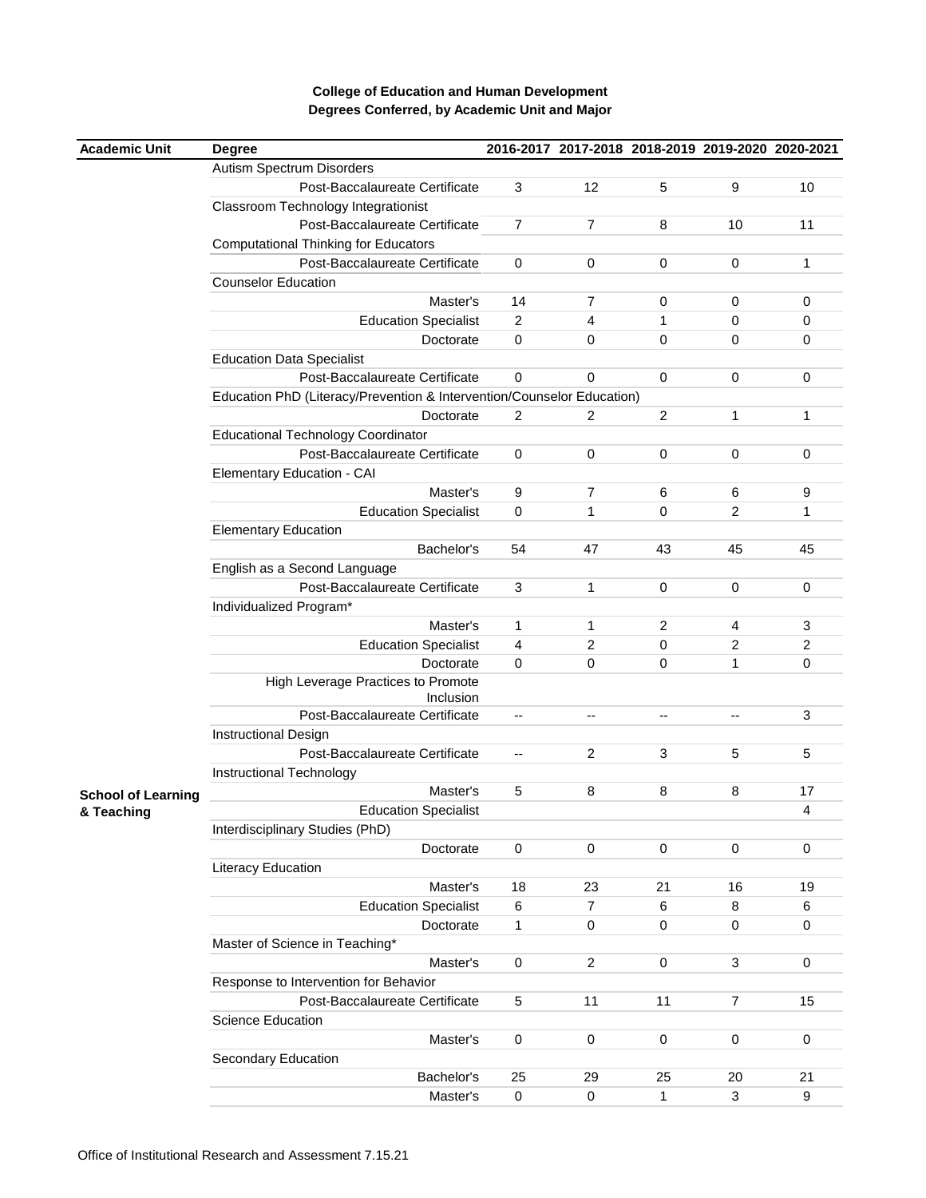**College of Education and Human Development**
**Degrees Conferred, by Academic Unit and Major**

| Academic Unit | Degree | 2016-2017 | 2017-2018 | 2018-2019 | 2019-2020 | 2020-2021 |
|---|---|---|---|---|---|---|
| | Autism Spectrum Disorders | | | | | |
| | Post-Baccalaureate Certificate | 3 | 12 | 5 | 9 | 10 |
| | Classroom Technology Integrationist | | | | | |
| | Post-Baccalaureate Certificate | 7 | 7 | 8 | 10 | 11 |
| | Computational Thinking for Educators | | | | | |
| | Post-Baccalaureate Certificate | 0 | 0 | 0 | 0 | 1 |
| | Counselor Education | | | | | |
| | Master's | 14 | 7 | 0 | 0 | 0 |
| | Education Specialist | 2 | 4 | 1 | 0 | 0 |
| | Doctorate | 0 | 0 | 0 | 0 | 0 |
| | Education Data Specialist | | | | | |
| | Post-Baccalaureate Certificate | 0 | 0 | 0 | 0 | 0 |
| | Education PhD (Literacy/Prevention & Intervention/Counselor Education) | | | | | |
| | Doctorate | 2 | 2 | 2 | 1 | 1 |
| | Educational Technology Coordinator | | | | | |
| | Post-Baccalaureate Certificate | 0 | 0 | 0 | 0 | 0 |
| | Elementary Education - CAI | | | | | |
| | Master's | 9 | 7 | 6 | 6 | 9 |
| | Education Specialist | 0 | 1 | 0 | 2 | 1 |
| | Elementary Education | | | | | |
| | Bachelor's | 54 | 47 | 43 | 45 | 45 |
| | English as a Second Language | | | | | |
| | Post-Baccalaureate Certificate | 3 | 1 | 0 | 0 | 0 |
| | Individualized Program* | | | | | |
| | Master's | 1 | 1 | 2 | 4 | 3 |
| | Education Specialist | 4 | 2 | 0 | 2 | 2 |
| | Doctorate | 0 | 0 | 0 | 1 | 0 |
| | High Leverage Practices to Promote Inclusion | | | | | |
| | Post-Baccalaureate Certificate | -- | -- | -- | -- | 3 |
| | Instructional Design | | | | | |
| | Post-Baccalaureate Certificate | -- | 2 | 3 | 5 | 5 |
| | Instructional Technology | | | | | |
| **School of Learning & Teaching** | Master's | 5 | 8 | 8 | 8 | 17 |
| | Education Specialist | | | | | 4 |
| | Interdisciplinary Studies (PhD) | | | | | |
| | Doctorate | 0 | 0 | 0 | 0 | 0 |
| | Literacy Education | | | | | |
| | Master's | 18 | 23 | 21 | 16 | 19 |
| | Education Specialist | 6 | 7 | 6 | 8 | 6 |
| | Doctorate | 1 | 0 | 0 | 0 | 0 |
| | Master of Science in Teaching* | | | | | |
| | Master's | 0 | 2 | 0 | 3 | 0 |
| | Response to Intervention for Behavior | | | | | |
| | Post-Baccalaureate Certificate | 5 | 11 | 11 | 7 | 15 |
| | Science Education | | | | | |
| | Master's | 0 | 0 | 0 | 0 | 0 |
| | Secondary Education | | | | | |
| | Bachelor's | 25 | 29 | 25 | 20 | 21 |
| | Master's | 0 | 0 | 1 | 3 | 9 |

Office of Institutional Research and Assessment 7.15.21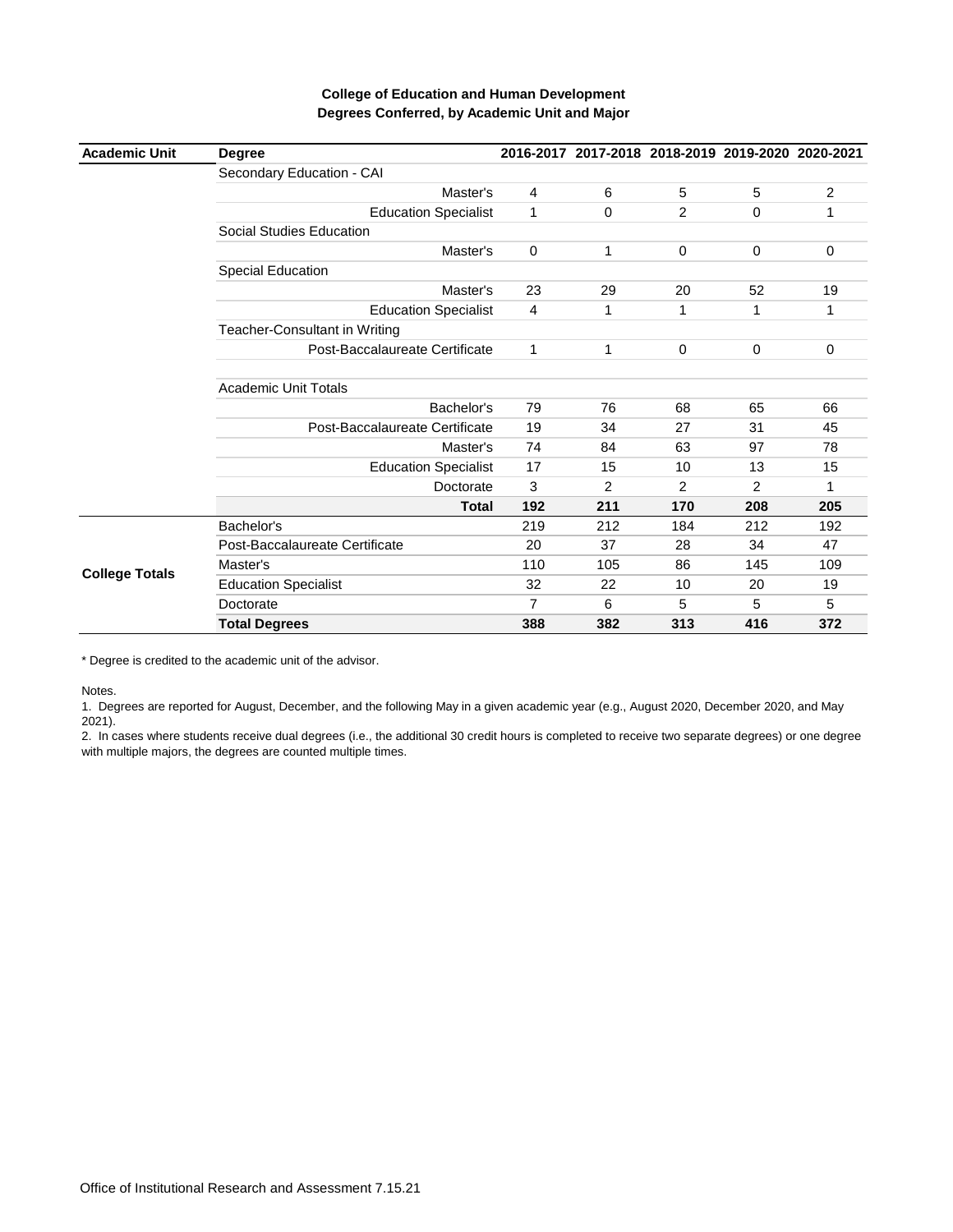**College of Education and Human Development**
**Degrees Conferred, by Academic Unit and Major**

| Academic Unit | Degree | 2016-2017 | 2017-2018 | 2018-2019 | 2019-2020 | 2020-2021 |
|---|---|---|---|---|---|---|
| | Secondary Education - CAI | | | | | |
| | Master's | 4 | 6 | 5 | 5 | 2 |
| | Education Specialist | 1 | 0 | 2 | 0 | 1 |
| | Social Studies Education | | | | | |
| | Master's | 0 | 1 | 0 | 0 | 0 |
| | Special Education | | | | | |
| | Master's | 23 | 29 | 20 | 52 | 19 |
| | Education Specialist | 4 | 1 | 1 | 1 | 1 |
| | Teacher-Consultant in Writing | | | | | |
| | Post-Baccalaureate Certificate | 1 | 1 | 0 | 0 | 0 |
| | | | | | | |
| | Academic Unit Totals | | | | | |
| | Bachelor's | 79 | 76 | 68 | 65 | 66 |
| | Post-Baccalaureate Certificate | 19 | 34 | 27 | 31 | 45 |
| | Master's | 74 | 84 | 63 | 97 | 78 |
| | Education Specialist | 17 | 15 | 10 | 13 | 15 |
| | Doctorate | 3 | 2 | 2 | 2 | 1 |
| | **Total** | **192** | **211** | **170** | **208** | **205** |
| **College Totals** | Bachelor's | 219 | 212 | 184 | 212 | 192 |
| | Post-Baccalaureate Certificate | 20 | 37 | 28 | 34 | 47 |
| | Master's | 110 | 105 | 86 | 145 | 109 |
| | Education Specialist | 32 | 22 | 10 | 20 | 19 |
| | Doctorate | 7 | 6 | 5 | 5 | 5 |
| | **Total Degrees** | **388** | **382** | **313** | **416** | **372** |

* Degree is credited to the academic unit of the advisor.

Notes.

1. Degrees are reported for August, December, and the following May in a given academic year (e.g., August 2020, December 2020, and May 2021).
2. In cases where students receive dual degrees (i.e., the additional 30 credit hours is completed to receive two separate degrees) or one degree with multiple majors, the degrees are counted multiple times.

Office of Institutional Research and Assessment 7.15.21